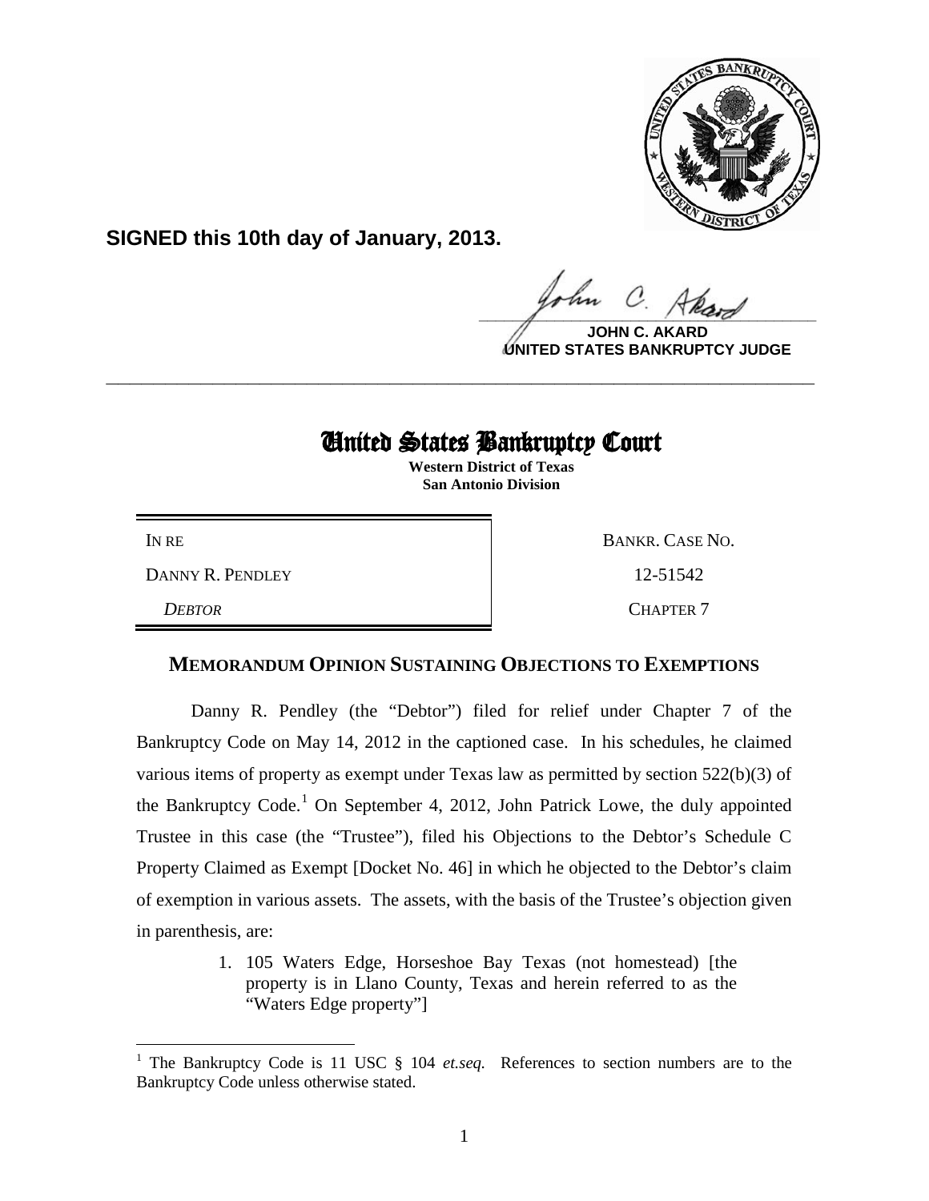**SIGNED this 10th day of January, 2013.**

**JOHN C. AKARD**
**UNITED STATES BANKRUPTCY JUDGE**

---

# United States Bankruptcy Court

**Western District of Texas**
**San Antonio Division**

| | |
|---|---|
| IN RE | BANKR. CASE NO. |
| DANNY R. PENDLEY | 12-51542 |
| *DEBTOR* | CHAPTER 7 |

## MEMORANDUM OPINION SUSTAINING OBJECTIONS TO EXEMPTIONS

Danny R. Pendley (the "Debtor") filed for relief under Chapter 7 of the Bankruptcy Code on May 14, 2012 in the captioned case. In his schedules, he claimed various items of property as exempt under Texas law as permitted by section 522(b)(3) of the Bankruptcy Code.[1] On September 4, 2012, John Patrick Lowe, the duly appointed Trustee in this case (the "Trustee"), filed his Objections to the Debtor's Schedule C Property Claimed as Exempt [Docket No. 46] in which he objected to the Debtor's claim of exemption in various assets. The assets, with the basis of the Trustee's objection given in parenthesis, are:

1. 105 Waters Edge, Horseshoe Bay Texas (not homestead) [the property is in Llano County, Texas and herein referred to as the "Waters Edge property"]

---

[1] The Bankruptcy Code is 11 USC § 104 *et.seq.* References to section numbers are to the Bankruptcy Code unless otherwise stated.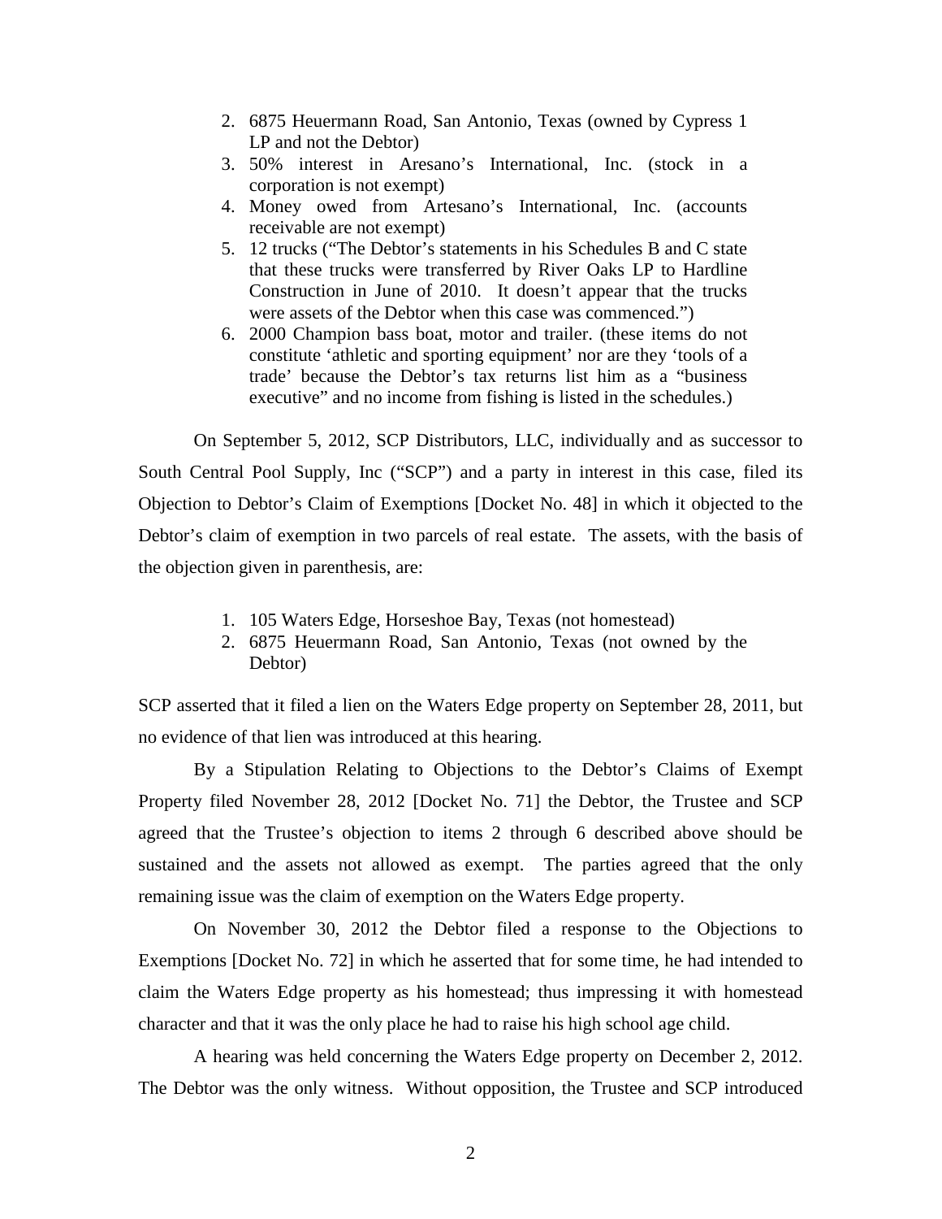2. 6875 Heuermann Road, San Antonio, Texas (owned by Cypress 1 LP and not the Debtor)
3. 50% interest in Aresano's International, Inc. (stock in a corporation is not exempt)
4. Money owed from Artesano's International, Inc. (accounts receivable are not exempt)
5. 12 trucks ("The Debtor's statements in his Schedules B and C state that these trucks were transferred by River Oaks LP to Hardline Construction in June of 2010. It doesn't appear that the trucks were assets of the Debtor when this case was commenced.")
6. 2000 Champion bass boat, motor and trailer. (these items do not constitute 'athletic and sporting equipment' nor are they 'tools of a trade' because the Debtor's tax returns list him as a "business executive" and no income from fishing is listed in the schedules.)

On September 5, 2012, SCP Distributors, LLC, individually and as successor to South Central Pool Supply, Inc ("SCP") and a party in interest in this case, filed its Objection to Debtor's Claim of Exemptions [Docket No. 48] in which it objected to the Debtor's claim of exemption in two parcels of real estate. The assets, with the basis of the objection given in parenthesis, are:

1. 105 Waters Edge, Horseshoe Bay, Texas (not homestead)
2. 6875 Heuermann Road, San Antonio, Texas (not owned by the Debtor)

SCP asserted that it filed a lien on the Waters Edge property on September 28, 2011, but no evidence of that lien was introduced at this hearing.

By a Stipulation Relating to Objections to the Debtor's Claims of Exempt Property filed November 28, 2012 [Docket No. 71] the Debtor, the Trustee and SCP agreed that the Trustee's objection to items 2 through 6 described above should be sustained and the assets not allowed as exempt. The parties agreed that the only remaining issue was the claim of exemption on the Waters Edge property.

On November 30, 2012 the Debtor filed a response to the Objections to Exemptions [Docket No. 72] in which he asserted that for some time, he had intended to claim the Waters Edge property as his homestead; thus impressing it with homestead character and that it was the only place he had to raise his high school age child.

A hearing was held concerning the Waters Edge property on December 2, 2012. The Debtor was the only witness. Without opposition, the Trustee and SCP introduced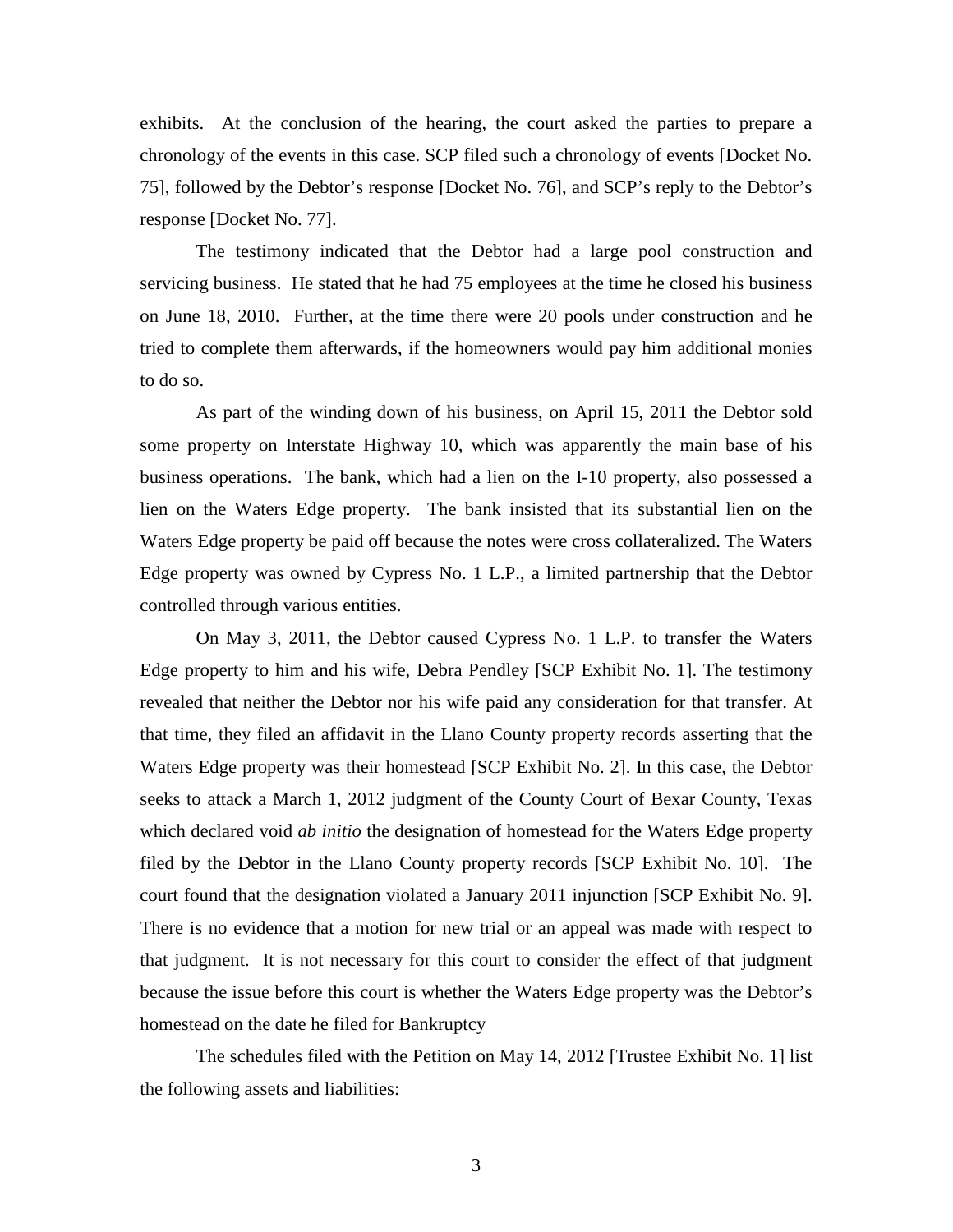exhibits. At the conclusion of the hearing, the court asked the parties to prepare a chronology of the events in this case. SCP filed such a chronology of events [Docket No. 75], followed by the Debtor's response [Docket No. 76], and SCP's reply to the Debtor's response [Docket No. 77].

The testimony indicated that the Debtor had a large pool construction and servicing business. He stated that he had 75 employees at the time he closed his business on June 18, 2010. Further, at the time there were 20 pools under construction and he tried to complete them afterwards, if the homeowners would pay him additional monies to do so.

As part of the winding down of his business, on April 15, 2011 the Debtor sold some property on Interstate Highway 10, which was apparently the main base of his business operations. The bank, which had a lien on the I-10 property, also possessed a lien on the Waters Edge property. The bank insisted that its substantial lien on the Waters Edge property be paid off because the notes were cross collateralized. The Waters Edge property was owned by Cypress No. 1 L.P., a limited partnership that the Debtor controlled through various entities.

On May 3, 2011, the Debtor caused Cypress No. 1 L.P. to transfer the Waters Edge property to him and his wife, Debra Pendley [SCP Exhibit No. 1]. The testimony revealed that neither the Debtor nor his wife paid any consideration for that transfer. At that time, they filed an affidavit in the Llano County property records asserting that the Waters Edge property was their homestead [SCP Exhibit No. 2]. In this case, the Debtor seeks to attack a March 1, 2012 judgment of the County Court of Bexar County, Texas which declared void *ab initio* the designation of homestead for the Waters Edge property filed by the Debtor in the Llano County property records [SCP Exhibit No. 10]. The court found that the designation violated a January 2011 injunction [SCP Exhibit No. 9]. There is no evidence that a motion for new trial or an appeal was made with respect to that judgment. It is not necessary for this court to consider the effect of that judgment because the issue before this court is whether the Waters Edge property was the Debtor's homestead on the date he filed for Bankruptcy

The schedules filed with the Petition on May 14, 2012 [Trustee Exhibit No. 1] list the following assets and liabilities: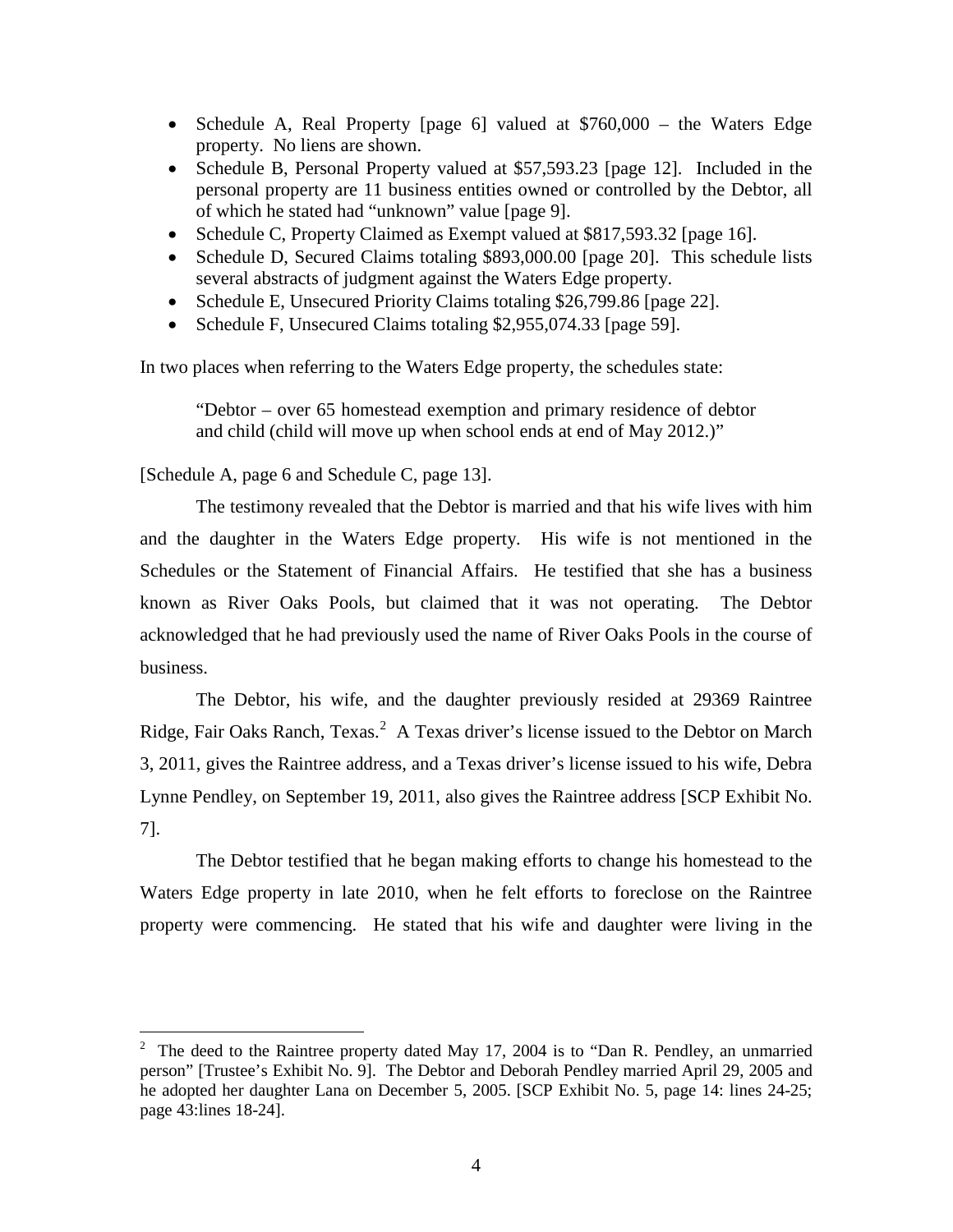- Schedule A, Real Property [page 6] valued at $760,000 – the Waters Edge property. No liens are shown.
- Schedule B, Personal Property valued at $57,593.23 [page 12]. Included in the personal property are 11 business entities owned or controlled by the Debtor, all of which he stated had "unknown" value [page 9].
- Schedule C, Property Claimed as Exempt valued at $817,593.32 [page 16].
- Schedule D, Secured Claims totaling $893,000.00 [page 20]. This schedule lists several abstracts of judgment against the Waters Edge property.
- Schedule E, Unsecured Priority Claims totaling $26,799.86 [page 22].
- Schedule F, Unsecured Claims totaling $2,955,074.33 [page 59].

In two places when referring to the Waters Edge property, the schedules state:

> "Debtor – over 65 homestead exemption and primary residence of debtor and child (child will move up when school ends at end of May 2012.)"

[Schedule A, page 6 and Schedule C, page 13].

The testimony revealed that the Debtor is married and that his wife lives with him and the daughter in the Waters Edge property. His wife is not mentioned in the Schedules or the Statement of Financial Affairs. He testified that she has a business known as River Oaks Pools, but claimed that it was not operating. The Debtor acknowledged that he had previously used the name of River Oaks Pools in the course of business.

The Debtor, his wife, and the daughter previously resided at 29369 Raintree Ridge, Fair Oaks Ranch, Texas.[2] A Texas driver's license issued to the Debtor on March 3, 2011, gives the Raintree address, and a Texas driver's license issued to his wife, Debra Lynne Pendley, on September 19, 2011, also gives the Raintree address [SCP Exhibit No. 7].

The Debtor testified that he began making efforts to change his homestead to the Waters Edge property in late 2010, when he felt efforts to foreclose on the Raintree property were commencing. He stated that his wife and daughter were living in the

[2] The deed to the Raintree property dated May 17, 2004 is to "Dan R. Pendley, an unmarried person" [Trustee's Exhibit No. 9]. The Debtor and Deborah Pendley married April 29, 2005 and he adopted her daughter Lana on December 5, 2005. [SCP Exhibit No. 5, page 14: lines 24-25; page 43:lines 18-24].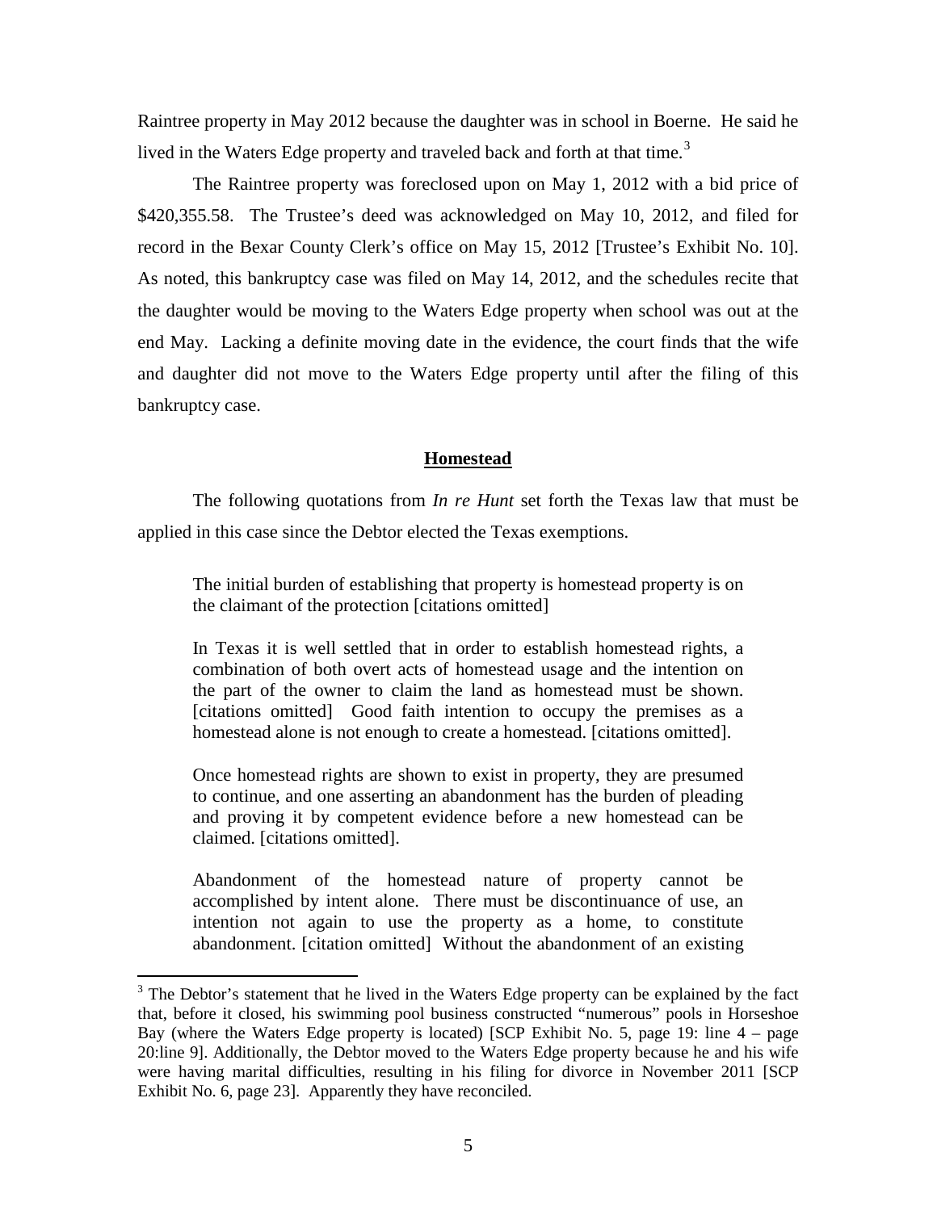Raintree property in May 2012 because the daughter was in school in Boerne. He said he lived in the Waters Edge property and traveled back and forth at that time.[3]

The Raintree property was foreclosed upon on May 1, 2012 with a bid price of $420,355.58. The Trustee's deed was acknowledged on May 10, 2012, and filed for record in the Bexar County Clerk's office on May 15, 2012 [Trustee's Exhibit No. 10]. As noted, this bankruptcy case was filed on May 14, 2012, and the schedules recite that the daughter would be moving to the Waters Edge property when school was out at the end May. Lacking a definite moving date in the evidence, the court finds that the wife and daughter did not move to the Waters Edge property until after the filing of this bankruptcy case.

## **Homestead**

The following quotations from *In re Hunt* set forth the Texas law that must be applied in this case since the Debtor elected the Texas exemptions.

> The initial burden of establishing that property is homestead property is on the claimant of the protection [citations omitted]
>
> In Texas it is well settled that in order to establish homestead rights, a combination of both overt acts of homestead usage and the intention on the part of the owner to claim the land as homestead must be shown. [citations omitted] Good faith intention to occupy the premises as a homestead alone is not enough to create a homestead. [citations omitted].
>
> Once homestead rights are shown to exist in property, they are presumed to continue, and one asserting an abandonment has the burden of pleading and proving it by competent evidence before a new homestead can be claimed. [citations omitted].
>
> Abandonment of the homestead nature of property cannot be accomplished by intent alone. There must be discontinuance of use, an intention not again to use the property as a home, to constitute abandonment. [citation omitted] Without the abandonment of an existing

[3] The Debtor's statement that he lived in the Waters Edge property can be explained by the fact that, before it closed, his swimming pool business constructed "numerous" pools in Horseshoe Bay (where the Waters Edge property is located) [SCP Exhibit No. 5, page 19: line 4 – page 20:line 9]. Additionally, the Debtor moved to the Waters Edge property because he and his wife were having marital difficulties, resulting in his filing for divorce in November 2011 [SCP Exhibit No. 6, page 23]. Apparently they have reconciled.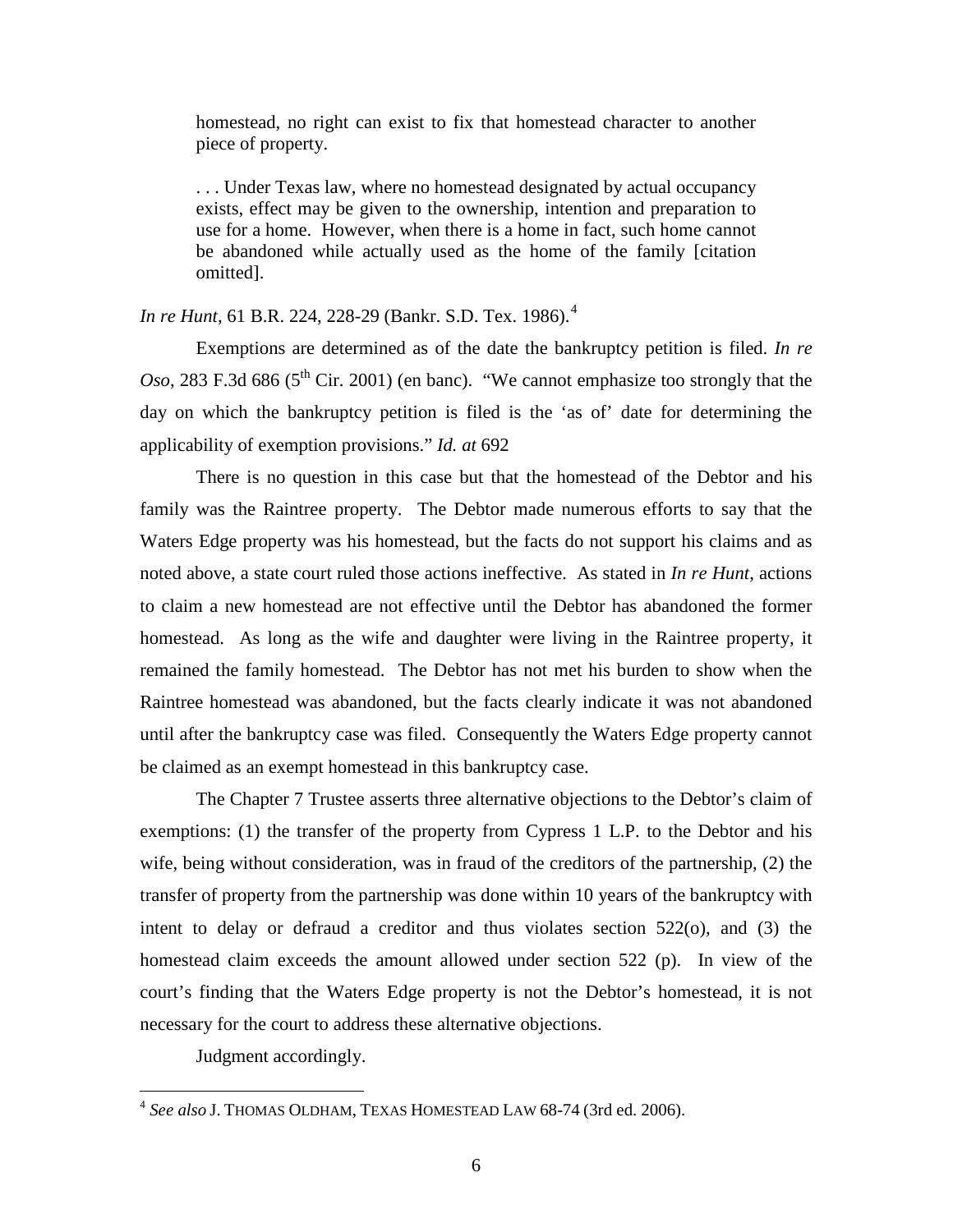> homestead, no right can exist to fix that homestead character to another piece of property.
>
> . . . Under Texas law, where no homestead designated by actual occupancy exists, effect may be given to the ownership, intention and preparation to use for a home. However, when there is a home in fact, such home cannot be abandoned while actually used as the home of the family [citation omitted].

*In re Hunt*, 61 B.R. 224, 228-29 (Bankr. S.D. Tex. 1986).[4]

Exemptions are determined as of the date the bankruptcy petition is filed. *In re Oso*, 283 F.3d 686 (5th Cir. 2001) (en banc). "We cannot emphasize too strongly that the day on which the bankruptcy petition is filed is the 'as of' date for determining the applicability of exemption provisions." *Id. at* 692

There is no question in this case but that the homestead of the Debtor and his family was the Raintree property. The Debtor made numerous efforts to say that the Waters Edge property was his homestead, but the facts do not support his claims and as noted above, a state court ruled those actions ineffective. As stated in *In re Hunt*, actions to claim a new homestead are not effective until the Debtor has abandoned the former homestead. As long as the wife and daughter were living in the Raintree property, it remained the family homestead. The Debtor has not met his burden to show when the Raintree homestead was abandoned, but the facts clearly indicate it was not abandoned until after the bankruptcy case was filed. Consequently the Waters Edge property cannot be claimed as an exempt homestead in this bankruptcy case.

The Chapter 7 Trustee asserts three alternative objections to the Debtor's claim of exemptions: (1) the transfer of the property from Cypress 1 L.P. to the Debtor and his wife, being without consideration, was in fraud of the creditors of the partnership, (2) the transfer of property from the partnership was done within 10 years of the bankruptcy with intent to delay or defraud a creditor and thus violates section 522(o), and (3) the homestead claim exceeds the amount allowed under section 522 (p). In view of the court's finding that the Waters Edge property is not the Debtor's homestead, it is not necessary for the court to address these alternative objections.

Judgment accordingly.

---

[4] *See also* J. THOMAS OLDHAM, TEXAS HOMESTEAD LAW 68-74 (3rd ed. 2006).